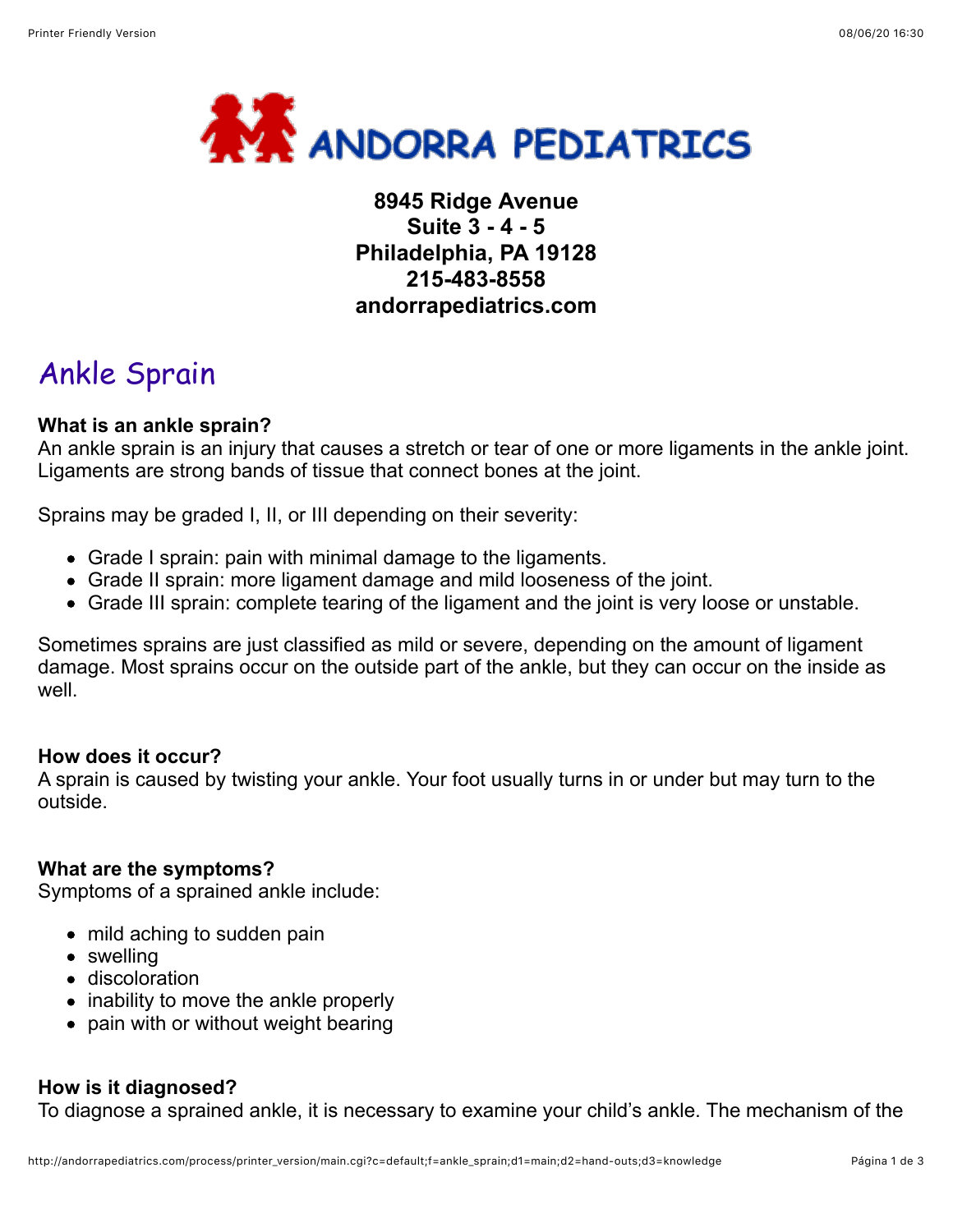# ANDORRA PEDIATRICS

**8945 Ridge Avenue**
**Suite 3 - 4 - 5**
**Philadelphia, PA 19128**
**215-483-8558**
**andorrapediatrics.com**

## Ankle Sprain

**What is an ankle sprain?**
An ankle sprain is an injury that causes a stretch or tear of one or more ligaments in the ankle joint. Ligaments are strong bands of tissue that connect bones at the joint.

Sprains may be graded I, II, or III depending on their severity:

- Grade I sprain: pain with minimal damage to the ligaments.
- Grade II sprain: more ligament damage and mild looseness of the joint.
- Grade III sprain: complete tearing of the ligament and the joint is very loose or unstable.

Sometimes sprains are just classified as mild or severe, depending on the amount of ligament damage. Most sprains occur on the outside part of the ankle, but they can occur on the inside as well.

**How does it occur?**
A sprain is caused by twisting your ankle. Your foot usually turns in or under but may turn to the outside.

**What are the symptoms?**
Symptoms of a sprained ankle include:

- mild aching to sudden pain
- swelling
- discoloration
- inability to move the ankle properly
- pain with or without weight bearing

**How is it diagnosed?**
To diagnose a sprained ankle, it is necessary to examine your child's ankle. The mechanism of the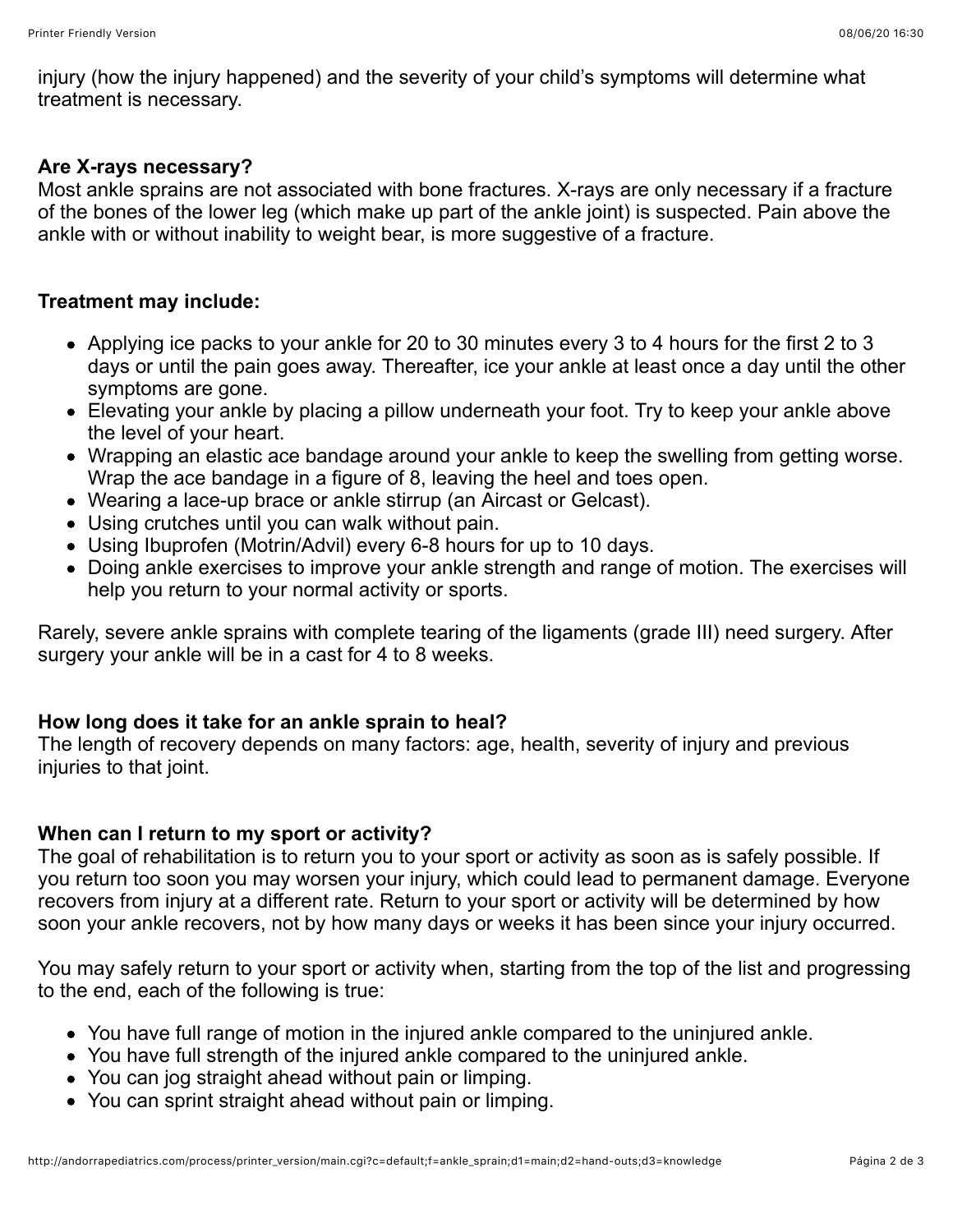injury (how the injury happened) and the severity of your child's symptoms will determine what treatment is necessary.

**Are X-rays necessary?**

Most ankle sprains are not associated with bone fractures. X-rays are only necessary if a fracture of the bones of the lower leg (which make up part of the ankle joint) is suspected. Pain above the ankle with or without inability to weight bear, is more suggestive of a fracture.

**Treatment may include:**

- Applying ice packs to your ankle for 20 to 30 minutes every 3 to 4 hours for the first 2 to 3 days or until the pain goes away. Thereafter, ice your ankle at least once a day until the other symptoms are gone.
- Elevating your ankle by placing a pillow underneath your foot. Try to keep your ankle above the level of your heart.
- Wrapping an elastic ace bandage around your ankle to keep the swelling from getting worse. Wrap the ace bandage in a figure of 8, leaving the heel and toes open.
- Wearing a lace-up brace or ankle stirrup (an Aircast or Gelcast).
- Using crutches until you can walk without pain.
- Using Ibuprofen (Motrin/Advil) every 6-8 hours for up to 10 days.
- Doing ankle exercises to improve your ankle strength and range of motion. The exercises will help you return to your normal activity or sports.

Rarely, severe ankle sprains with complete tearing of the ligaments (grade III) need surgery. After surgery your ankle will be in a cast for 4 to 8 weeks.

**How long does it take for an ankle sprain to heal?**

The length of recovery depends on many factors: age, health, severity of injury and previous injuries to that joint.

**When can I return to my sport or activity?**

The goal of rehabilitation is to return you to your sport or activity as soon as is safely possible. If you return too soon you may worsen your injury, which could lead to permanent damage. Everyone recovers from injury at a different rate. Return to your sport or activity will be determined by how soon your ankle recovers, not by how many days or weeks it has been since your injury occurred.

You may safely return to your sport or activity when, starting from the top of the list and progressing to the end, each of the following is true:

- You have full range of motion in the injured ankle compared to the uninjured ankle.
- You have full strength of the injured ankle compared to the uninjured ankle.
- You can jog straight ahead without pain or limping.
- You can sprint straight ahead without pain or limping.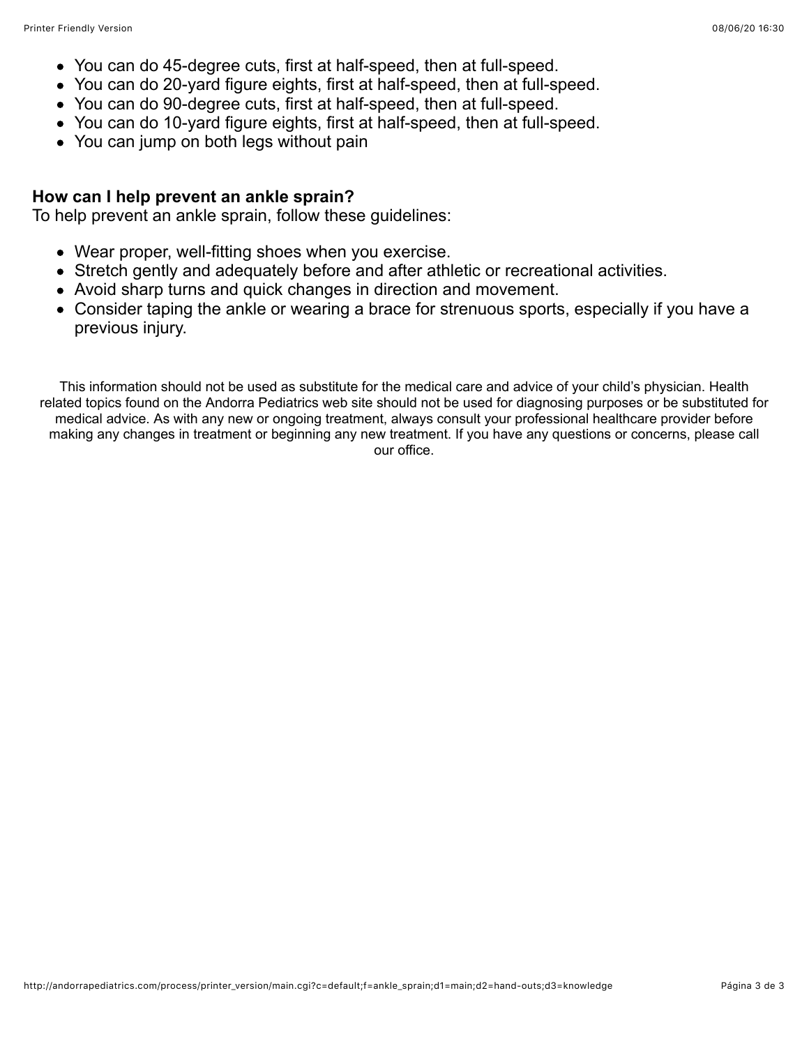- You can do 45-degree cuts, first at half-speed, then at full-speed.
- You can do 20-yard figure eights, first at half-speed, then at full-speed.
- You can do 90-degree cuts, first at half-speed, then at full-speed.
- You can do 10-yard figure eights, first at half-speed, then at full-speed.
- You can jump on both legs without pain

**How can I help prevent an ankle sprain?**

To help prevent an ankle sprain, follow these guidelines:

- Wear proper, well-fitting shoes when you exercise.
- Stretch gently and adequately before and after athletic or recreational activities.
- Avoid sharp turns and quick changes in direction and movement.
- Consider taping the ankle or wearing a brace for strenuous sports, especially if you have a previous injury.

This information should not be used as substitute for the medical care and advice of your child's physician. Health related topics found on the Andorra Pediatrics web site should not be used for diagnosing purposes or be substituted for medical advice. As with any new or ongoing treatment, always consult your professional healthcare provider before making any changes in treatment or beginning any new treatment. If you have any questions or concerns, please call our office.